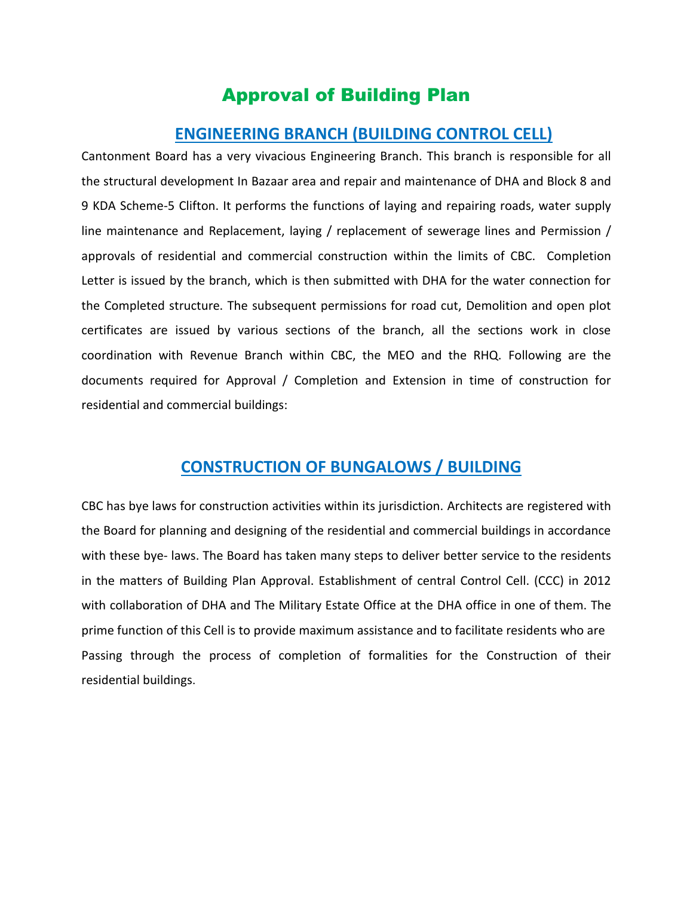# Approval of Building Plan

## ENGINEERING BRANCH (BUILDING CONTROL CELL)

Cantonment Board has a very vivacious Engineering Branch. This branch is responsible for all the structural development In Bazaar area and repair and maintenance of DHA and Block 8 and 9 KDA Scheme-5 Clifton. It performs the functions of laying and repairing roads, water supply line maintenance and Replacement, laying / replacement of sewerage lines and Permission / approvals of residential and commercial construction within the limits of CBC. Completion Letter is issued by the branch, which is then submitted with DHA for the water connection for the Completed structure. The subsequent permissions for road cut, Demolition and open plot certificates are issued by various sections of the branch, all the sections work in close coordination with Revenue Branch within CBC, the MEO and the RHQ. Following are the documents required for Approval / Completion and Extension in time of construction for residential and commercial buildings:

## CONSTRUCTION OF BUNGALOWS / BUILDING

CBC has bye laws for construction activities within its jurisdiction. Architects are registered with the Board for planning and designing of the residential and commercial buildings in accordance with these bye- laws. The Board has taken many steps to deliver better service to the residents in the matters of Building Plan Approval. Establishment of central Control Cell. (CCC) in 2012 with collaboration of DHA and The Military Estate Office at the DHA office in one of them. The prime function of this Cell is to provide maximum assistance and to facilitate residents who are Passing through the process of completion of formalities for the Construction of their residential buildings.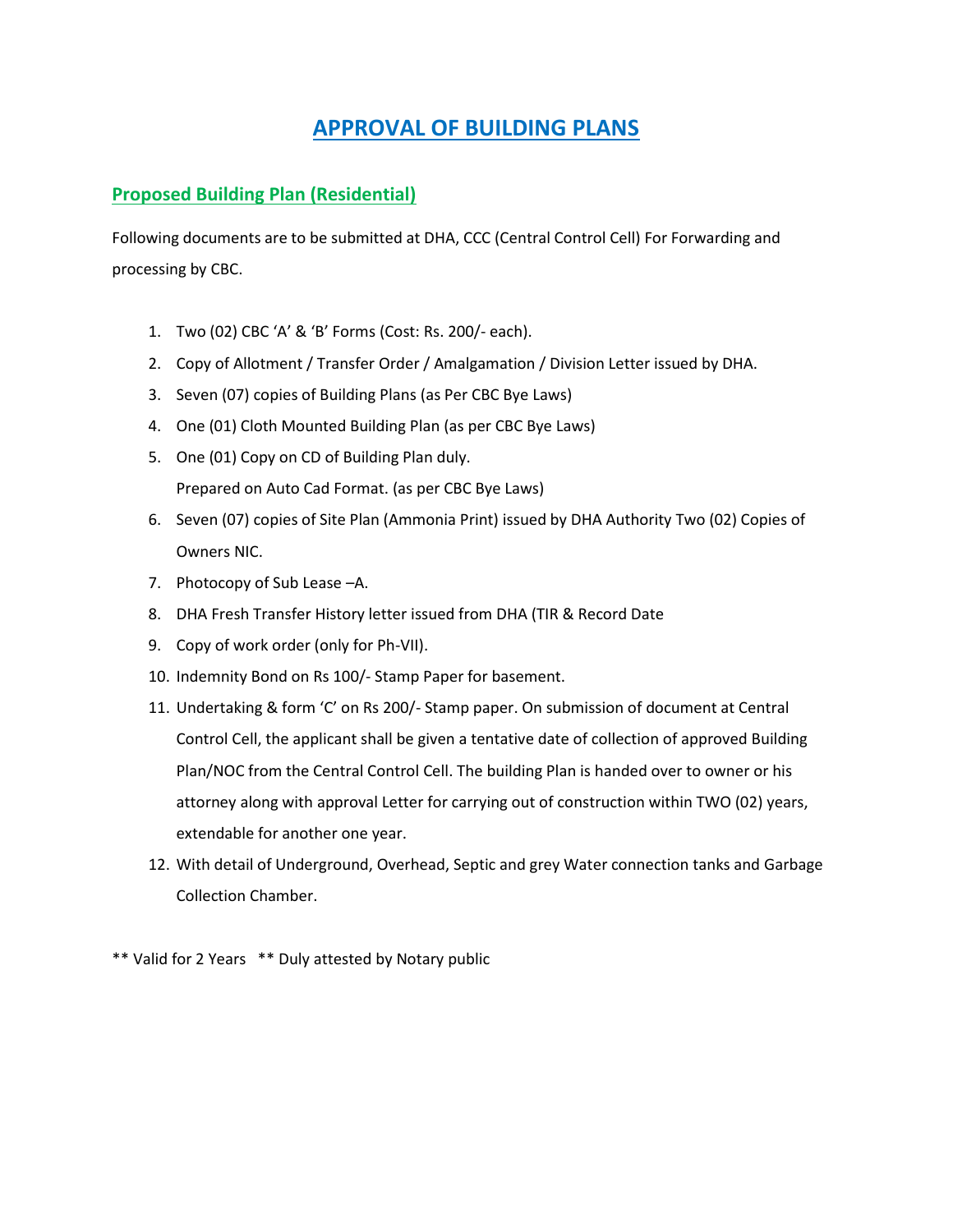# APPROVAL OF BUILDING PLANS

## Proposed Building Plan (Residential)

Following documents are to be submitted at DHA, CCC (Central Control Cell) For Forwarding and processing by CBC.

1. Two (02) CBC 'A' & 'B' Forms (Cost: Rs. 200/- each).
2. Copy of Allotment / Transfer Order / Amalgamation / Division Letter issued by DHA.
3. Seven (07) copies of Building Plans (as Per CBC Bye Laws)
4. One (01) Cloth Mounted Building Plan (as per CBC Bye Laws)
5. One (01) Copy on CD of Building Plan duly.
   Prepared on Auto Cad Format. (as per CBC Bye Laws)
6. Seven (07) copies of Site Plan (Ammonia Print) issued by DHA Authority Two (02) Copies of Owners NIC.
7. Photocopy of Sub Lease –A.
8. DHA Fresh Transfer History letter issued from DHA (TIR & Record Date
9. Copy of work order (only for Ph-VII).
10. Indemnity Bond on Rs 100/- Stamp Paper for basement.
11. Undertaking & form 'C' on Rs 200/- Stamp paper. On submission of document at Central Control Cell, the applicant shall be given a tentative date of collection of approved Building Plan/NOC from the Central Control Cell. The building Plan is handed over to owner or his attorney along with approval Letter for carrying out of construction within TWO (02) years, extendable for another one year.
12. With detail of Underground, Overhead, Septic and grey Water connection tanks and Garbage Collection Chamber.

** Valid for 2 Years  ** Duly attested by Notary public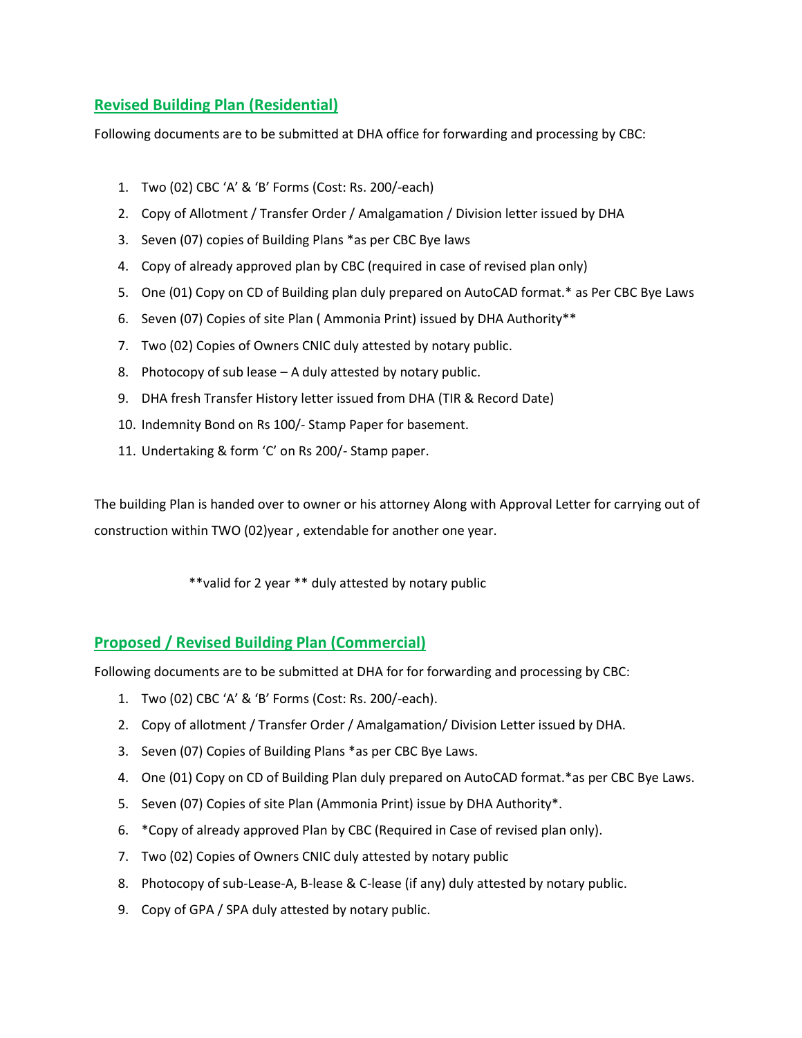## Revised Building Plan (Residential)

Following documents are to be submitted at DHA office for forwarding and processing by CBC:

1. Two (02) CBC 'A' & 'B' Forms (Cost: Rs. 200/-each)
2. Copy of Allotment / Transfer Order / Amalgamation / Division letter issued by DHA
3. Seven (07) copies of Building Plans *as per CBC Bye laws
4. Copy of already approved plan by CBC (required in case of revised plan only)
5. One (01) Copy on CD of Building plan duly prepared on AutoCAD format.* as Per CBC Bye Laws
6. Seven (07) Copies of site Plan ( Ammonia Print) issued by DHA Authority**
7. Two (02) Copies of Owners CNIC duly attested by notary public.
8. Photocopy of sub lease – A duly attested by notary public.
9. DHA fresh Transfer History letter issued from DHA (TIR & Record Date)
10. Indemnity Bond on Rs 100/- Stamp Paper for basement.
11. Undertaking & form 'C' on Rs 200/- Stamp paper.

The building Plan is handed over to owner or his attorney Along with Approval Letter for carrying out of construction within TWO (02)year , extendable for another one year.

**valid for 2 year ** duly attested by notary public

## Proposed / Revised Building Plan (Commercial)

Following documents are to be submitted at DHA for for forwarding and processing by CBC:

1. Two (02) CBC 'A' & 'B' Forms (Cost: Rs. 200/-each).
2. Copy of allotment / Transfer Order / Amalgamation/ Division Letter issued by DHA.
3. Seven (07) Copies of Building Plans *as per CBC Bye Laws.
4. One (01) Copy on CD of Building Plan duly prepared on AutoCAD format.*as per CBC Bye Laws.
5. Seven (07) Copies of site Plan (Ammonia Print) issue by DHA Authority*.
6. *Copy of already approved Plan by CBC (Required in Case of revised plan only).
7. Two (02) Copies of Owners CNIC duly attested by notary public
8. Photocopy of sub-Lease-A, B-lease & C-lease (if any) duly attested by notary public.
9. Copy of GPA / SPA duly attested by notary public.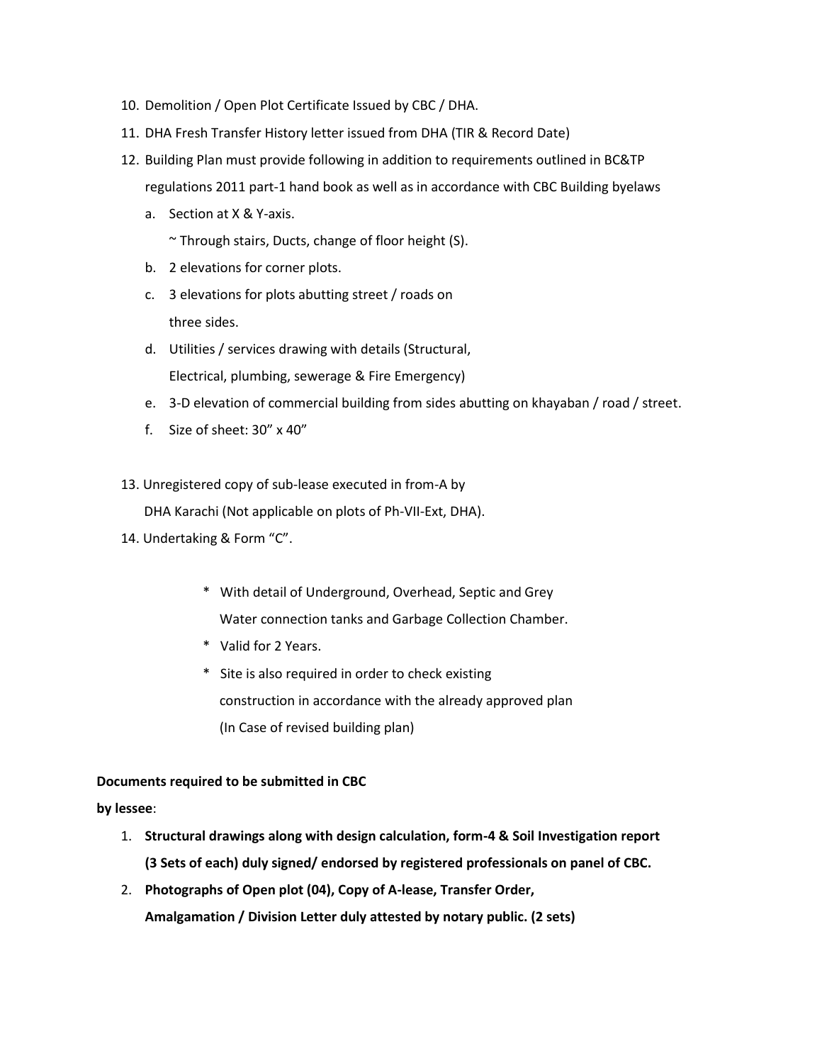10. Demolition / Open Plot Certificate Issued by CBC / DHA.
11. DHA Fresh Transfer History letter issued from DHA (TIR & Record Date)
12. Building Plan must provide following in addition to requirements outlined in BC&TP regulations 2011 part-1 hand book as well as in accordance with CBC Building byelaws
    a. Section at X & Y-axis.
       ~ Through stairs, Ducts, change of floor height (S).
    b. 2 elevations for corner plots.
    c. 3 elevations for plots abutting street / roads on three sides.
    d. Utilities / services drawing with details (Structural, Electrical, plumbing, sewerage & Fire Emergency)
    e. 3-D elevation of commercial building from sides abutting on khayaban / road / street.
    f. Size of sheet: 30” x 40”

13. Unregistered copy of sub-lease executed in from-A by DHA Karachi (Not applicable on plots of Ph-VII-Ext, DHA).
14. Undertaking & Form “C”.

\* With detail of Underground, Overhead, Septic and Grey Water connection tanks and Garbage Collection Chamber.

\* Valid for 2 Years.

\* Site is also required in order to check existing construction in accordance with the already approved plan (In Case of revised building plan)

**Documents required to be submitted in CBC by lessee**:

1. **Structural drawings along with design calculation, form-4 & Soil Investigation report (3 Sets of each) duly signed/ endorsed by registered professionals on panel of CBC.**
2. **Photographs of Open plot (04), Copy of A-lease, Transfer Order, Amalgamation / Division Letter duly attested by notary public. (2 sets)**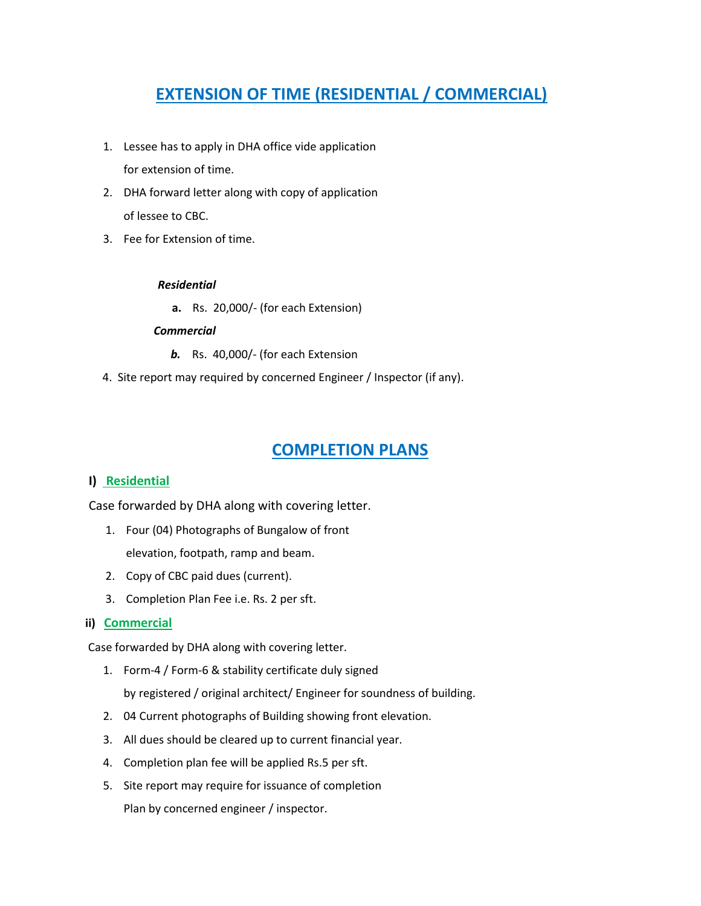# EXTENSION OF TIME (RESIDENTIAL / COMMERCIAL)

1. Lessee has to apply in DHA office vide application for extension of time.
2. DHA forward letter along with copy of application of lessee to CBC.
3. Fee for Extension of time.

***Residential***

**a.** Rs. 20,000/- (for each Extension)

***Commercial***

***b.*** Rs. 40,000/- (for each Extension

4. Site report may required by concerned Engineer / Inspector (if any).

# COMPLETION PLANS

## I) Residential

Case forwarded by DHA along with covering letter.

1. Four (04) Photographs of Bungalow of front elevation, footpath, ramp and beam.
2. Copy of CBC paid dues (current).
3. Completion Plan Fee i.e. Rs. 2 per sft.

## ii) Commercial

Case forwarded by DHA along with covering letter.

1. Form-4 / Form-6 & stability certificate duly signed by registered / original architect/ Engineer for soundness of building.
2. 04 Current photographs of Building showing front elevation.
3. All dues should be cleared up to current financial year.
4. Completion plan fee will be applied Rs.5 per sft.
5. Site report may require for issuance of completion Plan by concerned engineer / inspector.